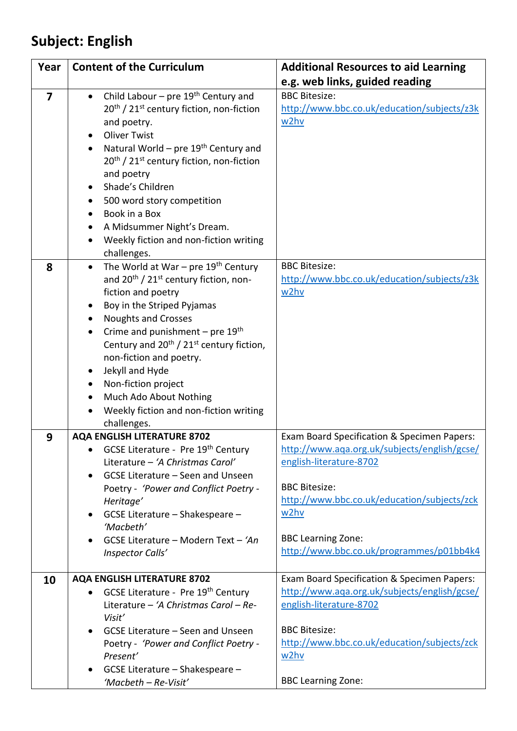# Subject: English

| Year | Content of the Curriculum | Additional Resources to aid Learning e.g. web links, guided reading |
|---|---|---|
| 7 | • Child Labour – pre 19th Century and 20th / 21st century fiction, non-fiction and poetry.<br>• Oliver Twist<br>• Natural World – pre 19th Century and 20th / 21st century fiction, non-fiction and poetry<br>• Shade's Children<br>• 500 word story competition<br>• Book in a Box<br>• A Midsummer Night's Dream.<br>• Weekly fiction and non-fiction writing challenges. | BBC Bitesize:<br>http://www.bbc.co.uk/education/subjects/z3kw2hv |
| 8 | • The World at War – pre 19th Century and 20th / 21st century fiction, non-fiction and poetry<br>• Boy in the Striped Pyjamas<br>• Noughts and Crosses<br>• Crime and punishment – pre 19th Century and 20th / 21st century fiction, non-fiction and poetry.<br>• Jekyll and Hyde<br>• Non-fiction project<br>• Much Ado About Nothing<br>• Weekly fiction and non-fiction writing challenges. | BBC Bitesize:<br>http://www.bbc.co.uk/education/subjects/z3kw2hv |
| 9 | **AQA ENGLISH LITERATURE 8702**<br>• GCSE Literature - Pre 19th Century Literature – *'A Christmas Carol'*<br>• GCSE Literature – Seen and Unseen Poetry - *'Power and Conflict Poetry - Heritage'*<br>• GCSE Literature – Shakespeare – *'Macbeth'*<br>• GCSE Literature – Modern Text – *'An Inspector Calls'* | Exam Board Specification & Specimen Papers:<br>http://www.aqa.org.uk/subjects/english/gcse/english-literature-8702<br><br>BBC Bitesize:<br>http://www.bbc.co.uk/education/subjects/zckw2hv<br><br>BBC Learning Zone:<br>http://www.bbc.co.uk/programmes/p01bb4k4 |
| 10 | **AQA ENGLISH LITERATURE 8702**<br>• GCSE Literature - Pre 19th Century Literature – *'A Christmas Carol – Re-Visit'*<br>• GCSE Literature – Seen and Unseen Poetry - *'Power and Conflict Poetry - Present'*<br>• GCSE Literature – Shakespeare – *'Macbeth – Re-Visit'* | Exam Board Specification & Specimen Papers:<br>http://www.aqa.org.uk/subjects/english/gcse/english-literature-8702<br><br>BBC Bitesize:<br>http://www.bbc.co.uk/education/subjects/zckw2hv<br><br>BBC Learning Zone: |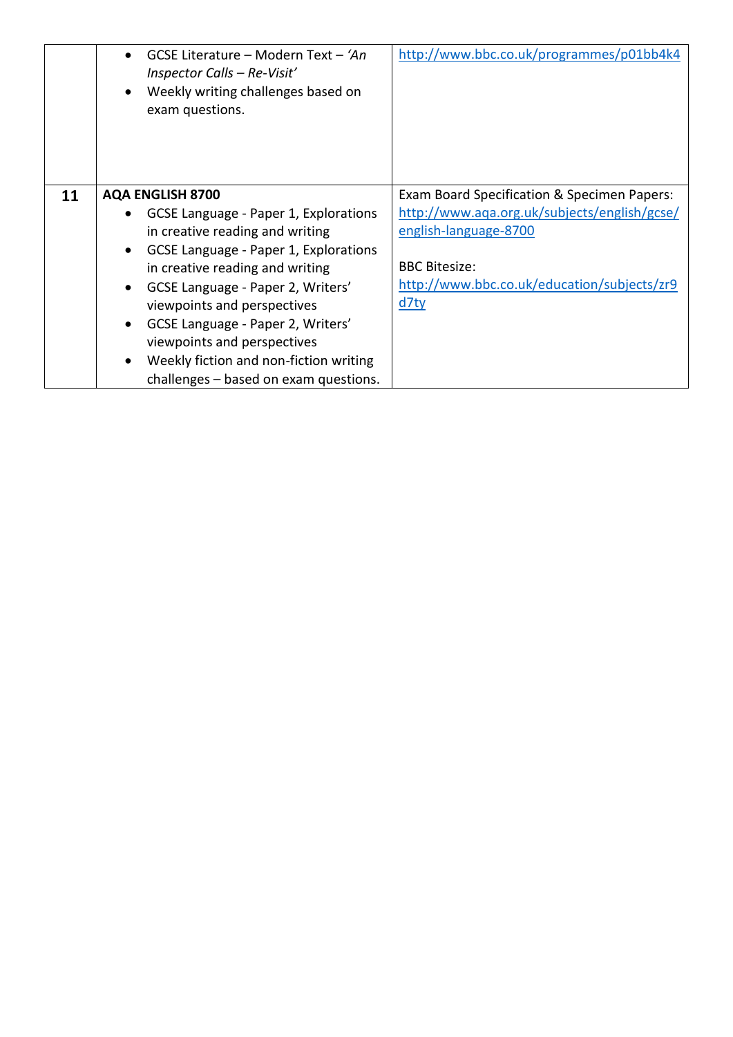| | | |
|---|---|---|
| | • GCSE Literature – Modern Text – *'An Inspector Calls – Re-Visit'*<br>• Weekly writing challenges based on exam questions. | http://www.bbc.co.uk/programmes/p01bb4k4 |
| **11** | **AQA ENGLISH 8700**<br>• GCSE Language - Paper 1, Explorations in creative reading and writing<br>• GCSE Language - Paper 1, Explorations in creative reading and writing<br>• GCSE Language - Paper 2, Writers' viewpoints and perspectives<br>• GCSE Language - Paper 2, Writers' viewpoints and perspectives<br>• Weekly fiction and non-fiction writing challenges – based on exam questions. | Exam Board Specification & Specimen Papers:<br>http://www.aqa.org.uk/subjects/english/gcse/english-language-8700<br><br>BBC Bitesize:<br>http://www.bbc.co.uk/education/subjects/zr9d7ty |